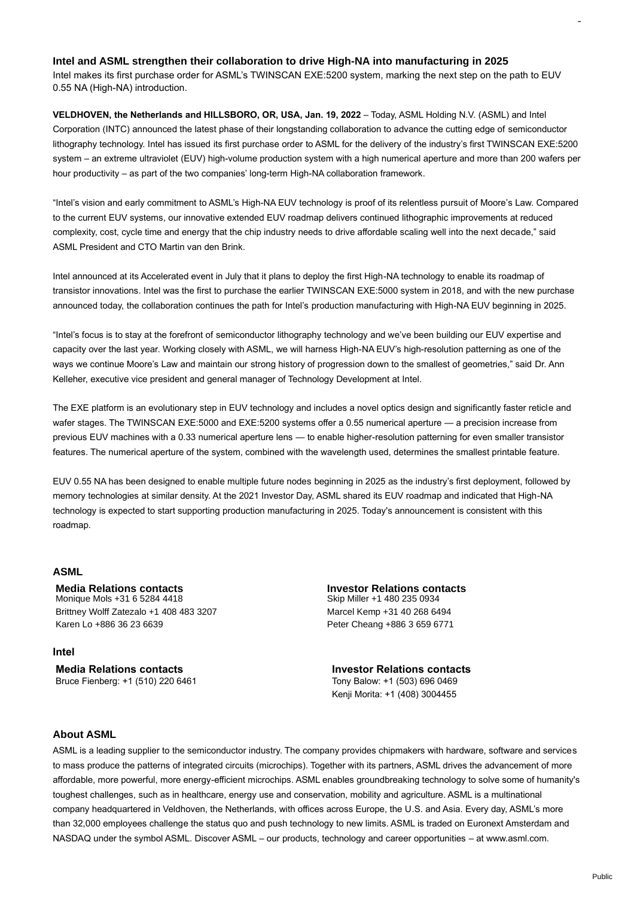# Intel and ASML strengthen their collaboration to drive High-NA into manufacturing in 2025

Intel makes its first purchase order for ASML's TWINSCAN EXE:5200 system, marking the next step on the path to EUV 0.55 NA (High-NA) introduction.

**VELDHOVEN, the Netherlands and HILLSBORO, OR, USA, Jan. 19, 2022** – Today, ASML Holding N.V. (ASML) and Intel Corporation (INTC) announced the latest phase of their longstanding collaboration to advance the cutting edge of semiconductor lithography technology. Intel has issued its first purchase order to ASML for the delivery of the industry's first TWINSCAN EXE:5200 system – an extreme ultraviolet (EUV) high-volume production system with a high numerical aperture and more than 200 wafers per hour productivity – as part of the two companies' long-term High-NA collaboration framework.

"Intel's vision and early commitment to ASML's High-NA EUV technology is proof of its relentless pursuit of Moore's Law. Compared to the current EUV systems, our innovative extended EUV roadmap delivers continued lithographic improvements at reduced complexity, cost, cycle time and energy that the chip industry needs to drive affordable scaling well into the next decade," said ASML President and CTO Martin van den Brink.

Intel announced at its Accelerated event in July that it plans to deploy the first High-NA technology to enable its roadmap of transistor innovations. Intel was the first to purchase the earlier TWINSCAN EXE:5000 system in 2018, and with the new purchase announced today, the collaboration continues the path for Intel's production manufacturing with High-NA EUV beginning in 2025.

"Intel's focus is to stay at the forefront of semiconductor lithography technology and we've been building our EUV expertise and capacity over the last year. Working closely with ASML, we will harness High-NA EUV's high-resolution patterning as one of the ways we continue Moore's Law and maintain our strong history of progression down to the smallest of geometries," said Dr. Ann Kelleher, executive vice president and general manager of Technology Development at Intel.

The EXE platform is an evolutionary step in EUV technology and includes a novel optics design and significantly faster reticle and wafer stages. The TWINSCAN EXE:5000 and EXE:5200 systems offer a 0.55 numerical aperture — a precision increase from previous EUV machines with a 0.33 numerical aperture lens — to enable higher-resolution patterning for even smaller transistor features. The numerical aperture of the system, combined with the wavelength used, determines the smallest printable feature.

EUV 0.55 NA has been designed to enable multiple future nodes beginning in 2025 as the industry's first deployment, followed by memory technologies at similar density. At the 2021 Investor Day, ASML shared its EUV roadmap and indicated that High-NA technology is expected to start supporting production manufacturing in 2025. Today's announcement is consistent with this roadmap.

## ASML

**Media Relations contacts**
Monique Mols +31 6 5284 4418
Brittney Wolff Zatezalo +1 408 483 3207
Karen Lo +886 36 23 6639

**Investor Relations contacts**
Skip Miller +1 480 235 0934
Marcel Kemp +31 40 268 6494
Peter Cheang +886 3 659 6771

## Intel

**Media Relations contacts**
Bruce Fienberg: +1 (510) 220 6461

**Investor Relations contacts**
Tony Balow: +1 (503) 696 0469
Kenji Morita: +1 (408) 3004455

## About ASML

ASML is a leading supplier to the semiconductor industry. The company provides chipmakers with hardware, software and services to mass produce the patterns of integrated circuits (microchips). Together with its partners, ASML drives the advancement of more affordable, more powerful, more energy-efficient microchips. ASML enables groundbreaking technology to solve some of humanity's toughest challenges, such as in healthcare, energy use and conservation, mobility and agriculture. ASML is a multinational company headquartered in Veldhoven, the Netherlands, with offices across Europe, the U.S. and Asia. Every day, ASML's more than 32,000 employees challenge the status quo and push technology to new limits. ASML is traded on Euronext Amsterdam and NASDAQ under the symbol ASML. Discover ASML – our products, technology and career opportunities – at www.asml.com.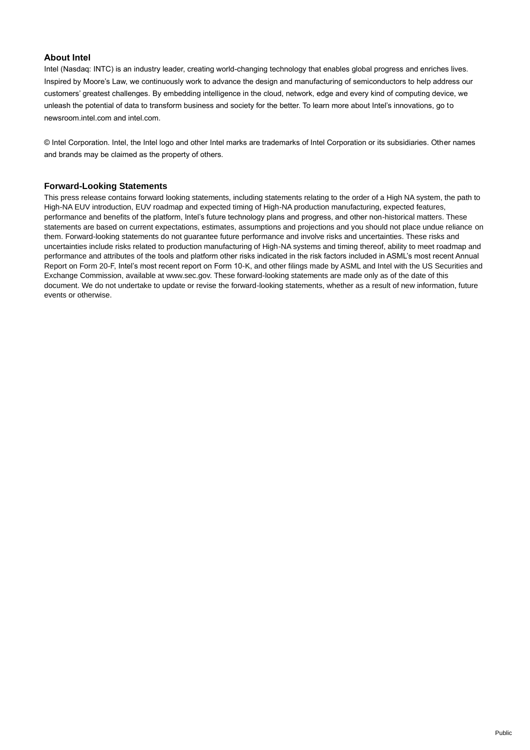## About Intel

Intel (Nasdaq: INTC) is an industry leader, creating world-changing technology that enables global progress and enriches lives. Inspired by Moore's Law, we continuously work to advance the design and manufacturing of semiconductors to help address our customers' greatest challenges. By embedding intelligence in the cloud, network, edge and every kind of computing device, we unleash the potential of data to transform business and society for the better. To learn more about Intel's innovations, go to newsroom.intel.com and intel.com.

© Intel Corporation. Intel, the Intel logo and other Intel marks are trademarks of Intel Corporation or its subsidiaries. Other names and brands may be claimed as the property of others.

## Forward-Looking Statements

This press release contains forward looking statements, including statements relating to the order of a High NA system, the path to High-NA EUV introduction, EUV roadmap and expected timing of High-NA production manufacturing, expected features, performance and benefits of the platform, Intel's future technology plans and progress, and other non-historical matters. These statements are based on current expectations, estimates, assumptions and projections and you should not place undue reliance on them. Forward-looking statements do not guarantee future performance and involve risks and uncertainties. These risks and uncertainties include risks related to production manufacturing of High-NA systems and timing thereof, ability to meet roadmap and performance and attributes of the tools and platform other risks indicated in the risk factors included in ASML's most recent Annual Report on Form 20-F, Intel's most recent report on Form 10-K, and other filings made by ASML and Intel with the US Securities and Exchange Commission, available at www.sec.gov. These forward-looking statements are made only as of the date of this document. We do not undertake to update or revise the forward-looking statements, whether as a result of new information, future events or otherwise.